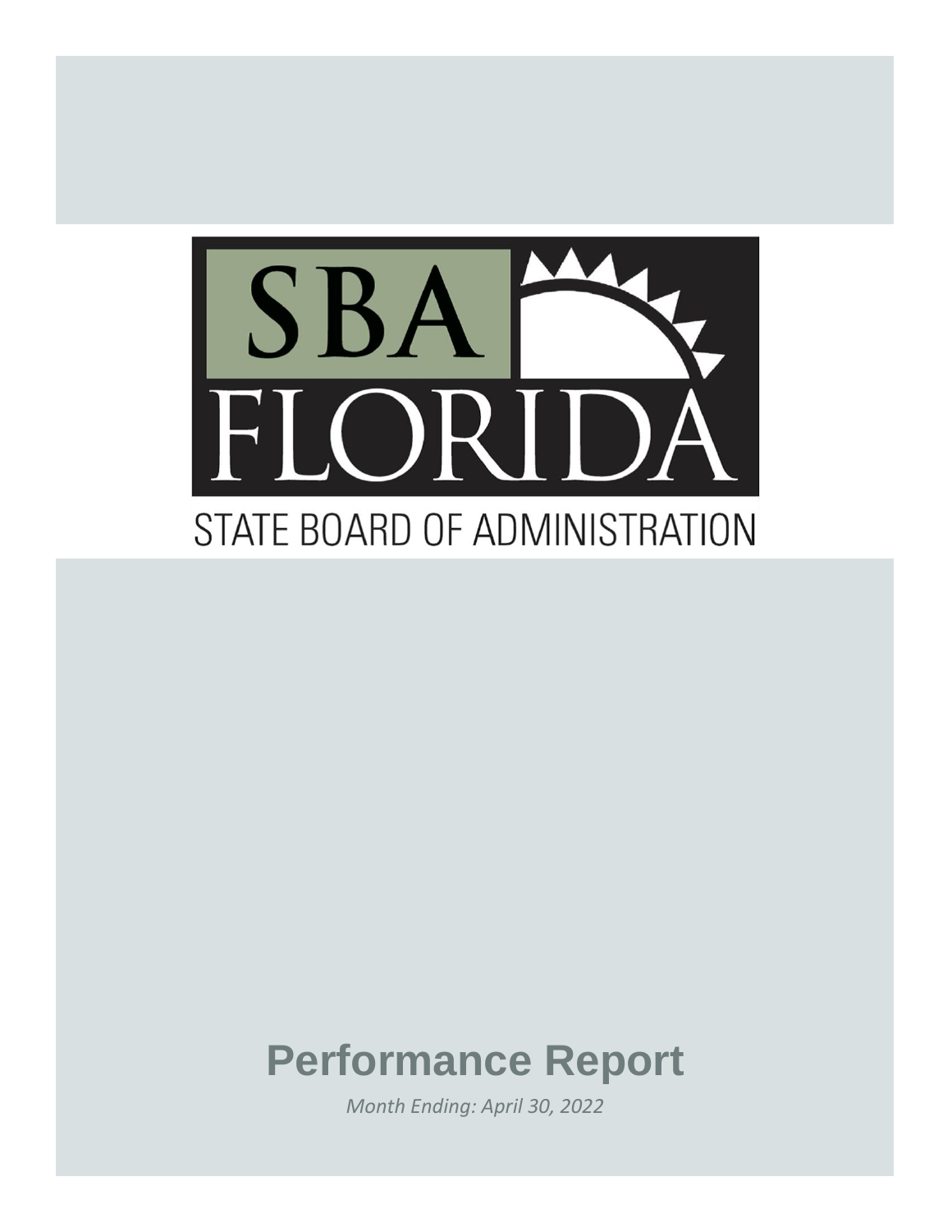SBA FLORIDA

STATE BOARD OF ADMINISTRATION

# Performance Report

*Month Ending: April 30, 2022*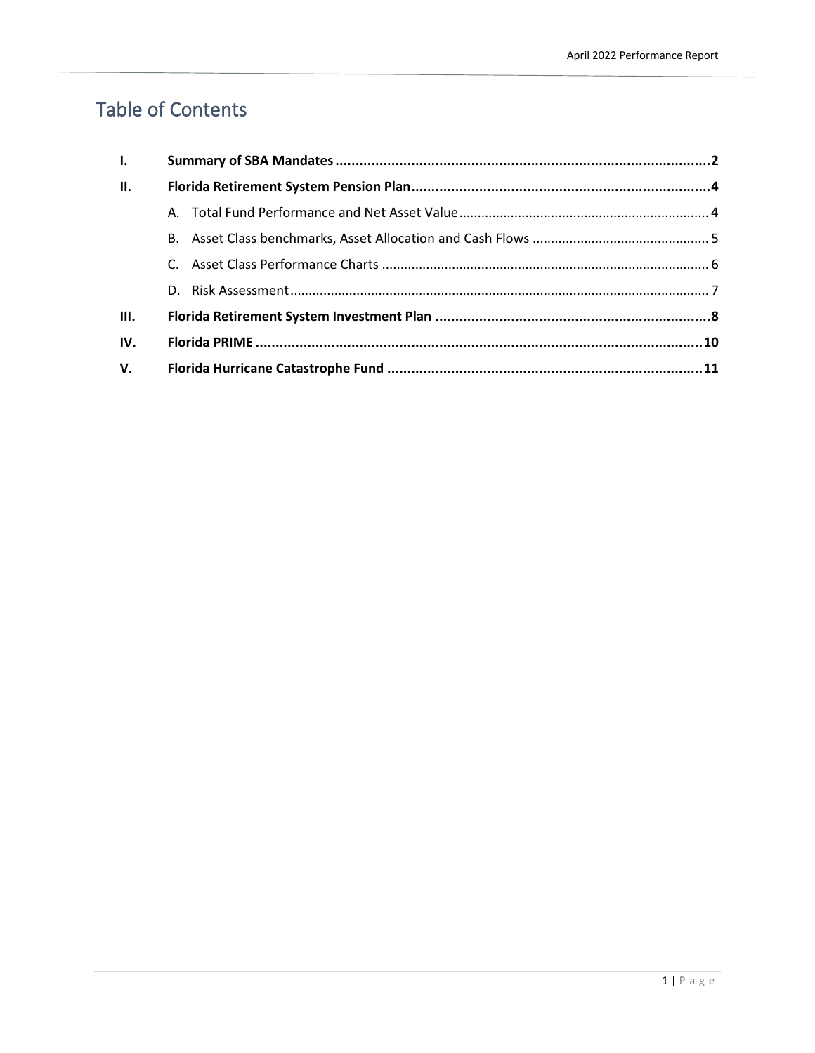# Table of Contents

| | | |
|---|---|---|
| **I.** | **Summary of SBA Mandates** | **2** |
| **II.** | **Florida Retirement System Pension Plan** | **4** |
| | A. Total Fund Performance and Net Asset Value | 4 |
| | B. Asset Class benchmarks, Asset Allocation and Cash Flows | 5 |
| | C. Asset Class Performance Charts | 6 |
| | D. Risk Assessment | 7 |
| **III.** | **Florida Retirement System Investment Plan** | **8** |
| **IV.** | **Florida PRIME** | **10** |
| **V.** | **Florida Hurricane Catastrophe Fund** | **11** |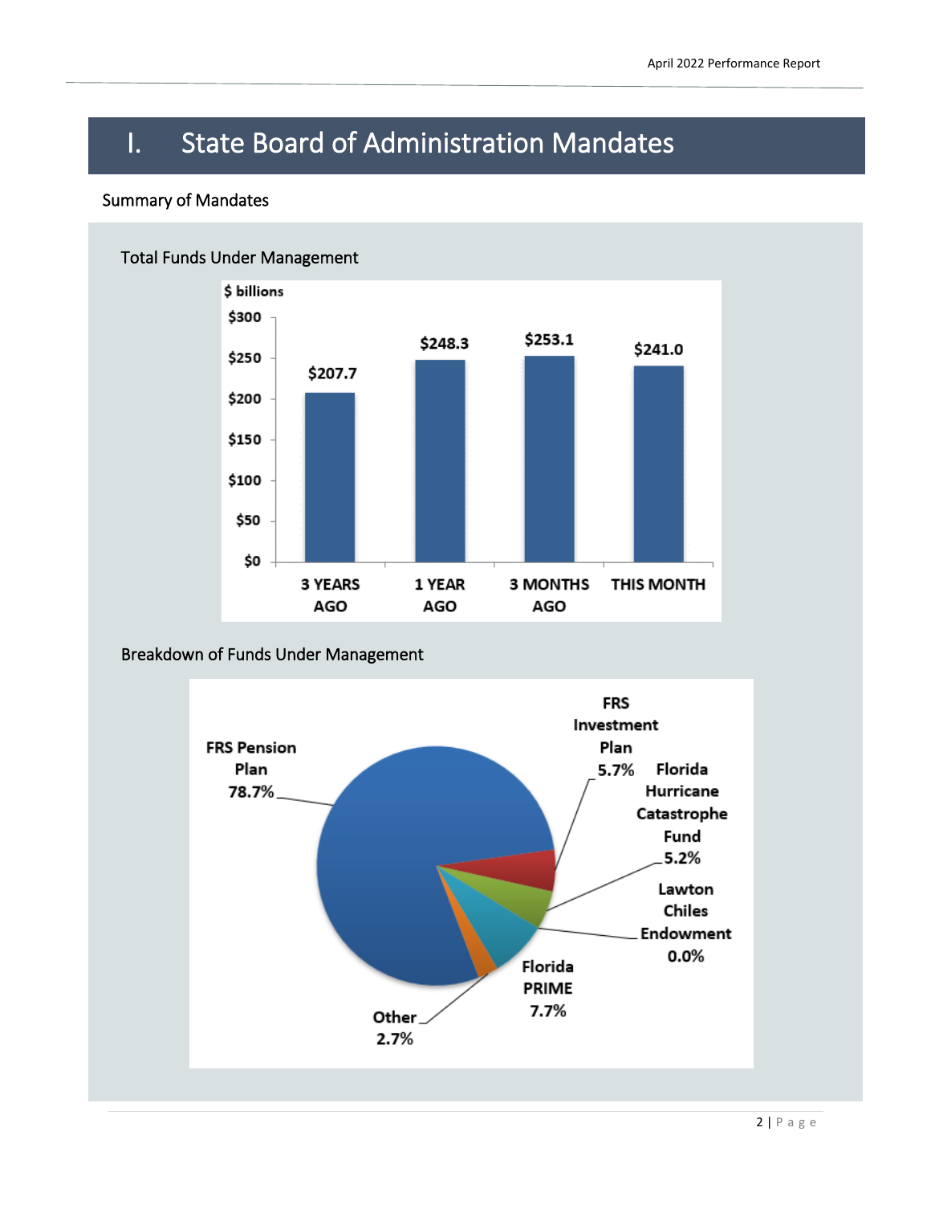# I. State Board of Administration Mandates

## Summary of Mandates

### Total Funds Under Management

$ billions

| | 3 YEARS AGO | 1 YEAR AGO | 3 MONTHS AGO | THIS MONTH |
|---|---|---|---|---|
| Total Funds | $207.7 | $248.3 | $253.1 | $241.0 |

### Breakdown of Funds Under Management

| Fund | Share |
|---|---|
| FRS Pension Plan | 78.7% |
| FRS Investment Plan | 5.7% |
| Florida Hurricane Catastrophe Fund | 5.2% |
| Lawton Chiles Endowment | 0.0% |
| Florida PRIME | 7.7% |
| Other | 2.7% |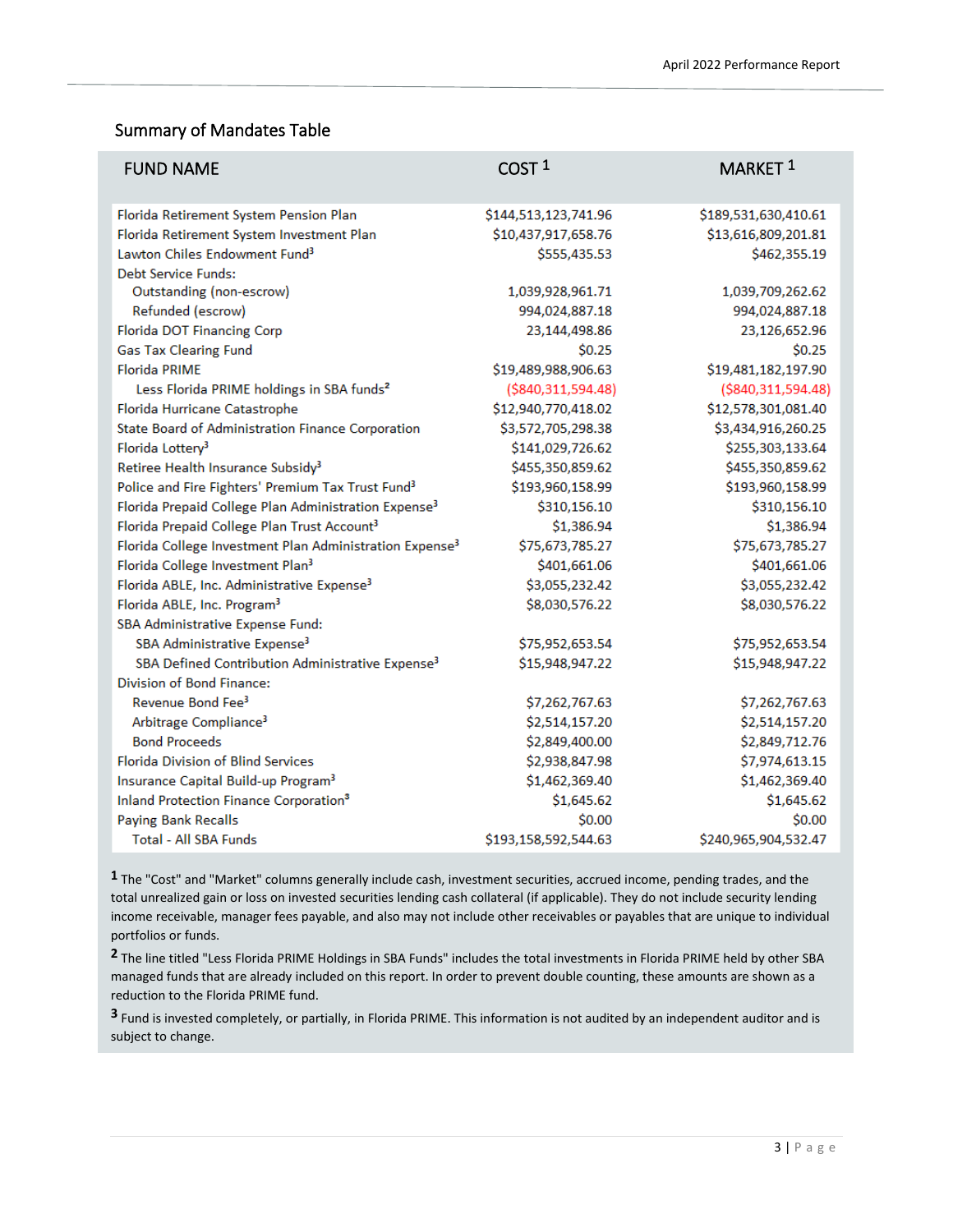## Summary of Mandates Table

| FUND NAME | COST [1] | MARKET [1] |
|---|---|---|
| Florida Retirement System Pension Plan | $144,513,123,741.96 | $189,531,630,410.61 |
| Florida Retirement System Investment Plan | $10,437,917,658.76 | $13,616,809,201.81 |
| Lawton Chiles Endowment Fund[3] | $555,435.53 | $462,355.19 |
| Debt Service Funds: | | |
| Outstanding (non-escrow) | 1,039,928,961.71 | 1,039,709,262.62 |
| Refunded (escrow) | 994,024,887.18 | 994,024,887.18 |
| Florida DOT Financing Corp | 23,144,498.86 | 23,126,652.96 |
| Gas Tax Clearing Fund | $0.25 | $0.25 |
| Florida PRIME | $19,489,988,906.63 | $19,481,182,197.90 |
| Less Florida PRIME holdings in SBA funds[2] | ($840,311,594.48) | ($840,311,594.48) |
| Florida Hurricane Catastrophe | $12,940,770,418.02 | $12,578,301,081.40 |
| State Board of Administration Finance Corporation | $3,572,705,298.38 | $3,434,916,260.25 |
| Florida Lottery[3] | $141,029,726.62 | $255,303,133.64 |
| Retiree Health Insurance Subsidy[3] | $455,350,859.62 | $455,350,859.62 |
| Police and Fire Fighters' Premium Tax Trust Fund[3] | $193,960,158.99 | $193,960,158.99 |
| Florida Prepaid College Plan Administration Expense[3] | $310,156.10 | $310,156.10 |
| Florida Prepaid College Plan Trust Account[3] | $1,386.94 | $1,386.94 |
| Florida College Investment Plan Administration Expense[3] | $75,673,785.27 | $75,673,785.27 |
| Florida College Investment Plan[3] | $401,661.06 | $401,661.06 |
| Florida ABLE, Inc. Administrative Expense[3] | $3,055,232.42 | $3,055,232.42 |
| Florida ABLE, Inc. Program[3] | $8,030,576.22 | $8,030,576.22 |
| SBA Administrative Expense Fund: | | |
| SBA Administrative Expense[3] | $75,952,653.54 | $75,952,653.54 |
| SBA Defined Contribution Administrative Expense[3] | $15,948,947.22 | $15,948,947.22 |
| Division of Bond Finance: | | |
| Revenue Bond Fee[3] | $7,262,767.63 | $7,262,767.63 |
| Arbitrage Compliance[3] | $2,514,157.20 | $2,514,157.20 |
| Bond Proceeds | $2,849,400.00 | $2,849,712.76 |
| Florida Division of Blind Services | $2,938,847.98 | $7,974,613.15 |
| Insurance Capital Build-up Program[3] | $1,462,369.40 | $1,462,369.40 |
| Inland Protection Finance Corporation[3] | $1,645.62 | $1,645.62 |
| Paying Bank Recalls | $0.00 | $0.00 |
| Total - All SBA Funds | $193,158,592,544.63 | $240,965,904,532.47 |

[1] The "Cost" and "Market" columns generally include cash, investment securities, accrued income, pending trades, and the total unrealized gain or loss on invested securities lending cash collateral (if applicable). They do not include security lending income receivable, manager fees payable, and also may not include other receivables or payables that are unique to individual portfolios or funds.

[2] The line titled "Less Florida PRIME Holdings in SBA Funds" includes the total investments in Florida PRIME held by other SBA managed funds that are already included on this report. In order to prevent double counting, these amounts are shown as a reduction to the Florida PRIME fund.

[3] Fund is invested completely, or partially, in Florida PRIME. This information is not audited by an independent auditor and is subject to change.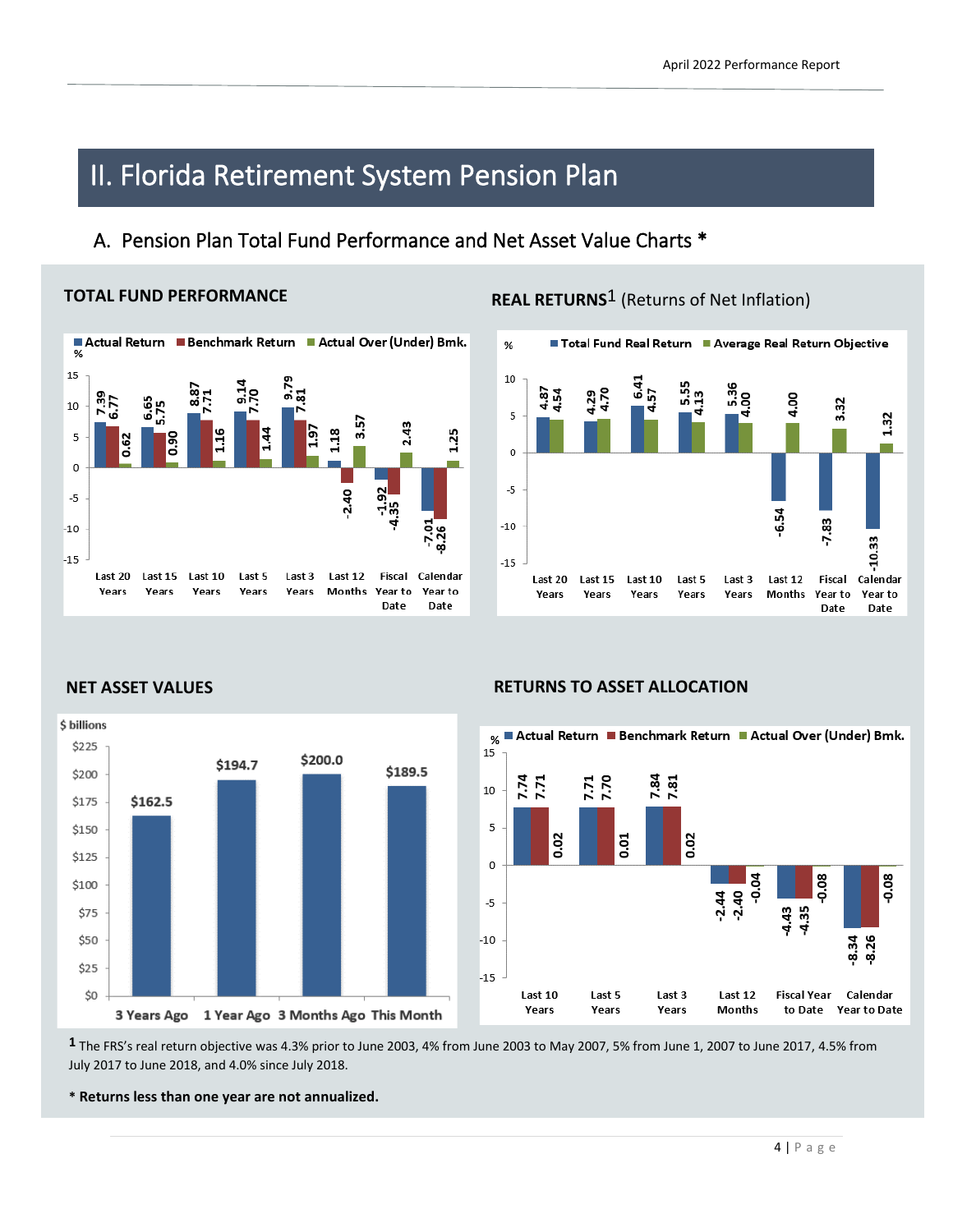# II. Florida Retirement System Pension Plan

## A. Pension Plan Total Fund Performance and Net Asset Value Charts *

### TOTAL FUND PERFORMANCE

| % | Last 20 Years | Last 15 Years | Last 10 Years | Last 5 Years | Last 3 Years | Last 12 Months | Fiscal Year to Date | Calendar Year to Date |
|---|---|---|---|---|---|---|---|---|
| Actual Return | 7.39 | 6.65 | 8.87 | 9.14 | 9.79 | -2.40 | -1.92 | -7.01 |
| Benchmark Return | 6.77 | 5.75 | 7.71 | 7.70 | 7.81 | 1.18 | -4.35 | -8.26 |
| Actual Over (Under) Bmk. | 0.62 | 0.90 | 1.16 | 1.44 | 1.97 | 3.57 | 2.43 | 1.25 |

### REAL RETURNS[1] (Returns of Net Inflation)

| % | Last 20 Years | Last 15 Years | Last 10 Years | Last 5 Years | Last 3 Years | Last 12 Months | Fiscal Year to Date | Calendar Year to Date |
|---|---|---|---|---|---|---|---|---|
| Total Fund Real Return | 4.87 | 4.29 | 6.41 | 5.55 | 5.36 | -6.54 | -7.83 | -10.33 |
| Average Real Return Objective | 4.54 | 4.70 | 4.57 | 4.13 | 4.00 | 4.00 | 3.32 | 1.32 |

### NET ASSET VALUES

| $ billions | 3 Years Ago | 1 Year Ago | 3 Months Ago | This Month |
|---|---|---|---|---|
| Net Asset Value | $162.5 | $194.7 | $200.0 | $189.5 |

### RETURNS TO ASSET ALLOCATION

| % | Last 10 Years | Last 5 Years | Last 3 Years | Last 12 Months | Fiscal Year to Date | Calendar Year to Date |
|---|---|---|---|---|---|---|
| Actual Return | 7.74 | 7.71 | 7.84 | -2.44 | -4.43 | -8.34 |
| Benchmark Return | 7.71 | 7.70 | 7.81 | -2.40 | -4.35 | -8.26 |
| Actual Over (Under) Bmk. | 0.02 | 0.01 | 0.02 | -0.04 | -0.08 | -0.08 |

[1] The FRS's real return objective was 4.3% prior to June 2003, 4% from June 2003 to May 2007, 5% from June 1, 2007 to June 2017, 4.5% from July 2017 to June 2018, and 4.0% since July 2018.

**\* Returns less than one year are not annualized.**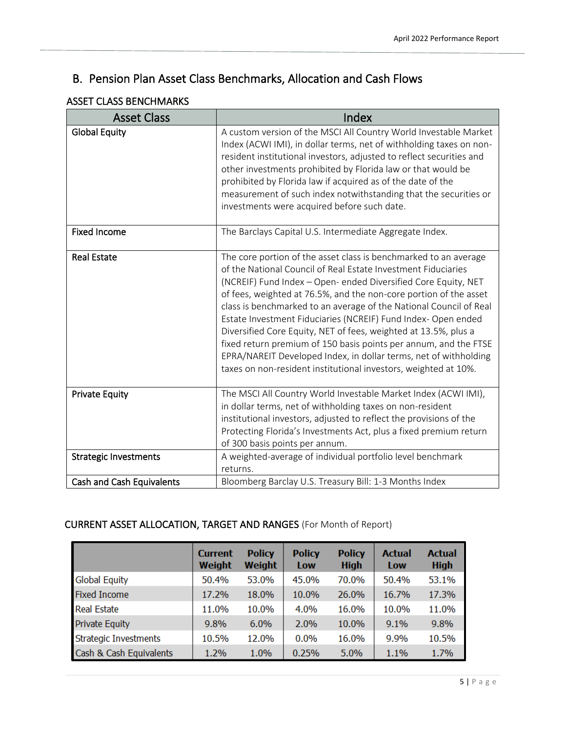## B. Pension Plan Asset Class Benchmarks, Allocation and Cash Flows

### ASSET CLASS BENCHMARKS

| Asset Class | Index |
|---|---|
| Global Equity | A custom version of the MSCI All Country World Investable Market Index (ACWI IMI), in dollar terms, net of withholding taxes on non-resident institutional investors, adjusted to reflect securities and other investments prohibited by Florida law or that would be prohibited by Florida law if acquired as of the date of the measurement of such index notwithstanding that the securities or investments were acquired before such date. |
| Fixed Income | The Barclays Capital U.S. Intermediate Aggregate Index. |
| Real Estate | The core portion of the asset class is benchmarked to an average of the National Council of Real Estate Investment Fiduciaries (NCREIF) Fund Index – Open- ended Diversified Core Equity, NET of fees, weighted at 76.5%, and the non-core portion of the asset class is benchmarked to an average of the National Council of Real Estate Investment Fiduciaries (NCREIF) Fund Index- Open ended Diversified Core Equity, NET of fees, weighted at 13.5%, plus a fixed return premium of 150 basis points per annum, and the FTSE EPRA/NAREIT Developed Index, in dollar terms, net of withholding taxes on non-resident institutional investors, weighted at 10%. |
| Private Equity | The MSCI All Country World Investable Market Index (ACWI IMI), in dollar terms, net of withholding taxes on non-resident institutional investors, adjusted to reflect the provisions of the Protecting Florida's Investments Act, plus a fixed premium return of 300 basis points per annum. |
| Strategic Investments | A weighted-average of individual portfolio level benchmark returns. |
| Cash and Cash Equivalents | Bloomberg Barclay U.S. Treasury Bill: 1-3 Months Index |

### CURRENT ASSET ALLOCATION, TARGET AND RANGES (For Month of Report)

| | Current Weight | Policy Weight | Policy Low | Policy High | Actual Low | Actual High |
|---|---|---|---|---|---|---|
| Global Equity | 50.4% | 53.0% | 45.0% | 70.0% | 50.4% | 53.1% |
| Fixed Income | 17.2% | 18.0% | 10.0% | 26.0% | 16.7% | 17.3% |
| Real Estate | 11.0% | 10.0% | 4.0% | 16.0% | 10.0% | 11.0% |
| Private Equity | 9.8% | 6.0% | 2.0% | 10.0% | 9.1% | 9.8% |
| Strategic Investments | 10.5% | 12.0% | 0.0% | 16.0% | 9.9% | 10.5% |
| Cash & Cash Equivalents | 1.2% | 1.0% | 0.25% | 5.0% | 1.1% | 1.7% |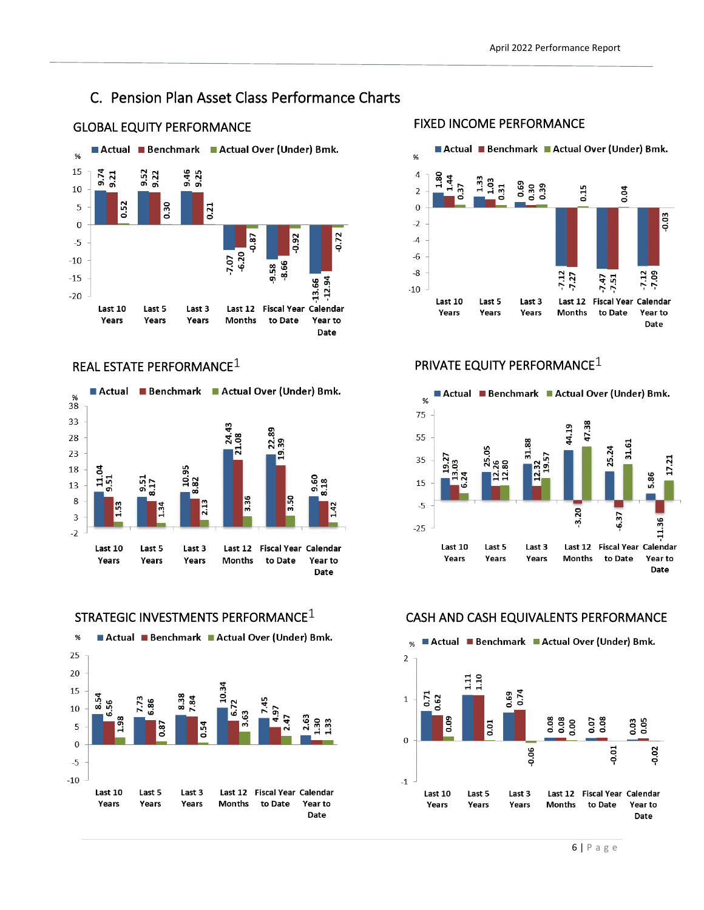## C. Pension Plan Asset Class Performance Charts

### GLOBAL EQUITY PERFORMANCE

| % | Last 10 Years | Last 5 Years | Last 3 Years | Last 12 Months | Fiscal Year to Date | Calendar Year to Date |
|---|---|---|---|---|---|---|
| Actual | 9.74 | 9.52 | 9.46 | -7.07 | -9.58 | -13.66 |
| Benchmark | 9.21 | 9.22 | 9.25 | -6.20 | -8.66 | -12.94 |
| Actual Over (Under) Bmk. | 0.52 | 0.30 | 0.21 | -0.87 | -0.92 | -0.72 |

### FIXED INCOME PERFORMANCE

| % | Last 10 Years | Last 5 Years | Last 3 Years | Last 12 Months | Fiscal Year to Date | Calendar Year to Date |
|---|---|---|---|---|---|---|
| Actual | 1.80 | 1.33 | 0.69 | -7.12 | -7.47 | -7.12 |
| Benchmark | 1.44 | 1.03 | 0.30 | -7.27 | -7.51 | -7.09 |
| Actual Over (Under) Bmk. | 0.37 | 0.31 | 0.39 | 0.15 | 0.04 | -0.03 |

### REAL ESTATE PERFORMANCE[1]

| % | Last 10 Years | Last 5 Years | Last 3 Years | Last 12 Months | Fiscal Year to Date | Calendar Year to Date |
|---|---|---|---|---|---|---|
| Actual | 11.04 | 9.51 | 10.95 | 24.43 | 22.89 | 9.60 |
| Benchmark | 9.51 | 8.17 | 8.82 | 21.08 | 19.39 | 8.18 |
| Actual Over (Under) Bmk. | 1.53 | 1.34 | 2.13 | 3.36 | 3.50 | 1.42 |

### PRIVATE EQUITY PERFORMANCE[1]

| % | Last 10 Years | Last 5 Years | Last 3 Years | Last 12 Months | Fiscal Year to Date | Calendar Year to Date |
|---|---|---|---|---|---|---|
| Actual | 19.27 | 25.05 | 31.88 | 44.19 | 25.24 | 5.86 |
| Benchmark | 13.03 | 12.26 | 12.32 | -3.20 | -6.37 | -11.36 |
| Actual Over (Under) Bmk. | 6.24 | 12.80 | 19.57 | 47.38 | 31.61 | 17.21 |

### STRATEGIC INVESTMENTS PERFORMANCE[1]

| % | Last 10 Years | Last 5 Years | Last 3 Years | Last 12 Months | Fiscal Year to Date | Calendar Year to Date |
|---|---|---|---|---|---|---|
| Actual | 8.54 | 7.73 | 8.38 | 10.34 | 7.45 | 2.63 |
| Benchmark | 6.56 | 6.86 | 7.84 | 6.72 | 4.97 | 1.30 |
| Actual Over (Under) Bmk. | 1.98 | 0.87 | 0.54 | 3.63 | 2.47 | 1.33 |

### CASH AND CASH EQUIVALENTS PERFORMANCE

| % | Last 10 Years | Last 5 Years | Last 3 Years | Last 12 Months | Fiscal Year to Date | Calendar Year to Date |
|---|---|---|---|---|---|---|
| Actual | 0.71 | 1.11 | 0.69 | 0.08 | 0.07 | 0.03 |
| Benchmark | 0.62 | 1.10 | 0.74 | 0.08 | 0.08 | 0.05 |
| Actual Over (Under) Bmk. | 0.09 | 0.01 | -0.06 | 0.00 | -0.01 | -0.02 |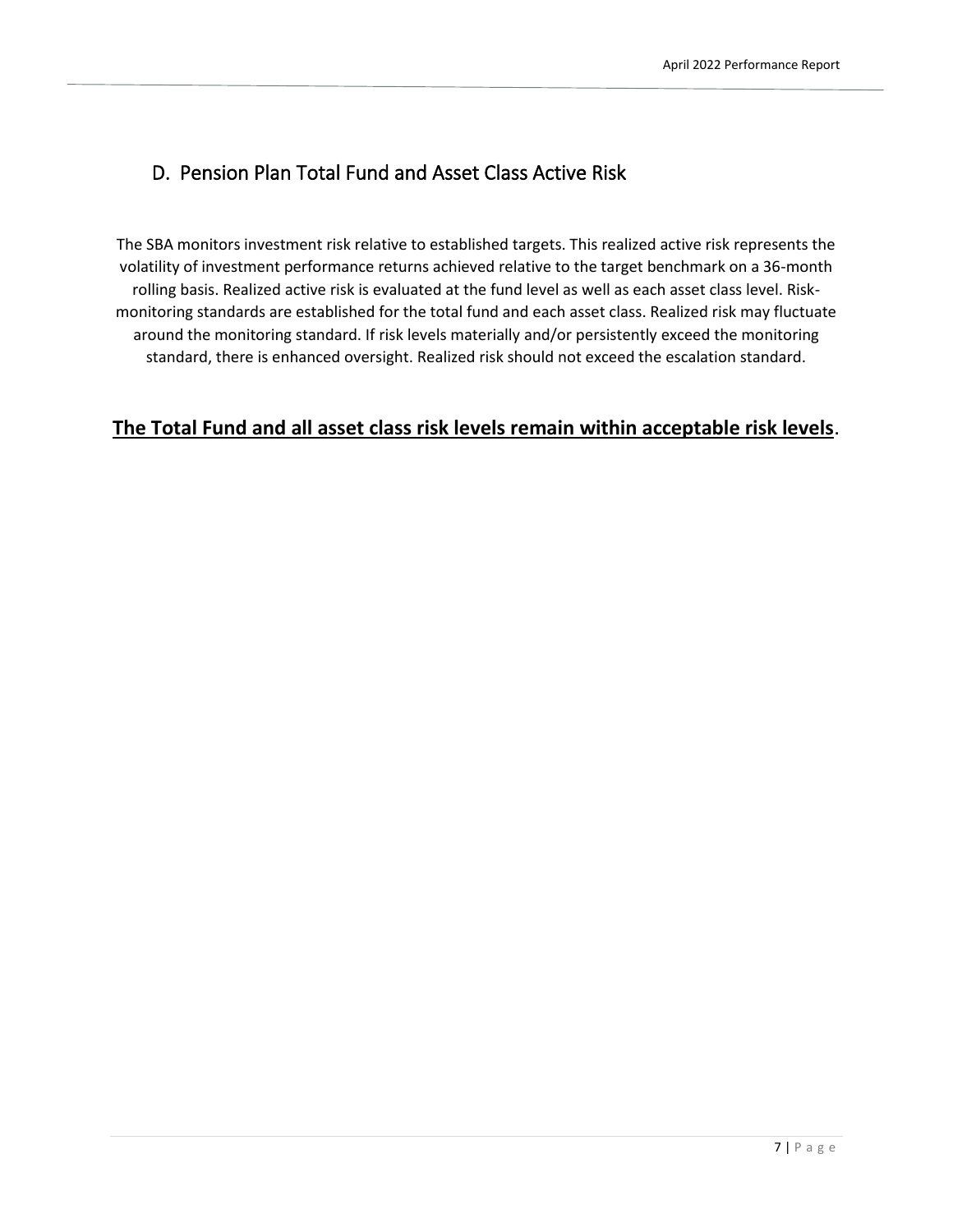## D. Pension Plan Total Fund and Asset Class Active Risk

The SBA monitors investment risk relative to established targets. This realized active risk represents the volatility of investment performance returns achieved relative to the target benchmark on a 36-month rolling basis. Realized active risk is evaluated at the fund level as well as each asset class level. Risk-monitoring standards are established for the total fund and each asset class. Realized risk may fluctuate around the monitoring standard. If risk levels materially and/or persistently exceed the monitoring standard, there is enhanced oversight. Realized risk should not exceed the escalation standard.

**<u>The Total Fund and all asset class risk levels remain within acceptable risk levels</u>**.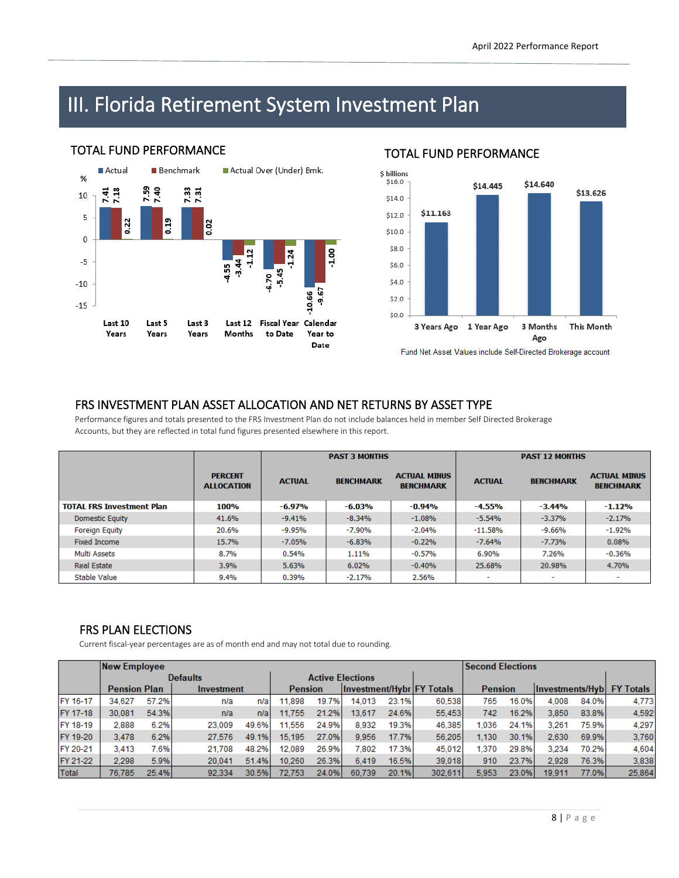# III. Florida Retirement System Investment Plan

## TOTAL FUND PERFORMANCE

| | Last 10 Years | Last 5 Years | Last 3 Years | Last 12 Months | Fiscal Year to Date | Calendar Year to Date |
|---|---|---|---|---|---|---|
| Actual | 7.41 | 7.59 | 7.33 | -4.55 | -6.70 | -10.66 |
| Benchmark | 7.18 | 7.40 | 7.31 | -3.44 | -5.45 | -9.67 |
| Actual Over (Under) Bmk. | 0.22 | 0.19 | 0.02 | -1.12 | -1.24 | -1.00 |

## TOTAL FUND PERFORMANCE

$ billions

| 3 Years Ago | 1 Year Ago | 3 Months Ago | This Month |
|---|---|---|---|
| $11.163 | $14.445 | $14.640 | $13.626 |

Fund Net Asset Values include Self-Directed Brokerage account

## FRS INVESTMENT PLAN ASSET ALLOCATION AND NET RETURNS BY ASSET TYPE

Performance figures and totals presented to the FRS Investment Plan do not include balances held in member Self Directed Brokerage Accounts, but they are reflected in total fund figures presented elsewhere in this report.

| | PERCENT ALLOCATION | PAST 3 MONTHS | | | PAST 12 MONTHS | | |
|---|---|---|---|---|---|---|---|
| | | ACTUAL | BENCHMARK | ACTUAL MINUS BENCHMARK | ACTUAL | BENCHMARK | ACTUAL MINUS BENCHMARK |
| **TOTAL FRS Investment Plan** | **100%** | **-6.97%** | **-6.03%** | **-0.94%** | **-4.55%** | **-3.44%** | **-1.12%** |
| Domestic Equity | 41.6% | -9.41% | -8.34% | -1.08% | -5.54% | -3.37% | -2.17% |
| Foreign Equity | 20.6% | -9.95% | -7.90% | -2.04% | -11.58% | -9.66% | -1.92% |
| Fixed Income | 15.7% | -7.05% | -6.83% | -0.22% | -7.64% | -7.73% | 0.08% |
| Multi Assets | 8.7% | 0.54% | 1.11% | -0.57% | 6.90% | 7.26% | -0.36% |
| Real Estate | 3.9% | 5.63% | 6.02% | -0.40% | 25.68% | 20.98% | 4.70% |
| Stable Value | 9.4% | 0.39% | -2.17% | 2.56% | - | - | - |

## FRS PLAN ELECTIONS

Current fiscal-year percentages are as of month end and may not total due to rounding.

| | New Employee | | | | | | | | | Second Elections | | | | |
|---|---|---|---|---|---|---|---|---|---|---|---|---|---|---|
| | Defaults | | | | Active Elections | | | | | | | | | |
| | Pension Plan | | Investment | | Pension | | Investment/Hybr | | FY Totals | Pension | | Investments/Hyb | | FY Totals |
| FY 16-17 | 34,627 | 57.2% | n/a | n/a | 11,898 | 19.7% | 14,013 | 23.1% | 60,538 | 765 | 16.0% | 4,008 | 84.0% | 4,773 |
| FY 17-18 | 30,081 | 54.3% | n/a | n/a | 11,755 | 21.2% | 13,617 | 24.6% | 55,453 | 742 | 16.2% | 3,850 | 83.8% | 4,592 |
| FY 18-19 | 2,888 | 6.2% | 23,009 | 49.6% | 11,556 | 24.9% | 8,932 | 19.3% | 46,385 | 1,036 | 24.1% | 3,261 | 75.9% | 4,297 |
| FY 19-20 | 3,478 | 6.2% | 27,576 | 49.1% | 15,195 | 27.0% | 9,956 | 17.7% | 56,205 | 1,130 | 30.1% | 2,630 | 69.9% | 3,760 |
| FY 20-21 | 3,413 | 7.6% | 21,708 | 48.2% | 12,089 | 26.9% | 7,802 | 17.3% | 45,012 | 1,370 | 29.8% | 3,234 | 70.2% | 4,604 |
| FY 21-22 | 2,298 | 5.9% | 20,041 | 51.4% | 10,260 | 26.3% | 6,419 | 16.5% | 39,018 | 910 | 23.7% | 2,928 | 76.3% | 3,838 |
| Total | 76,785 | 25.4% | 92,334 | 30.5% | 72,753 | 24.0% | 60,739 | 20.1% | 302,611 | 5,953 | 23.0% | 19,911 | 77.0% | 25,864 |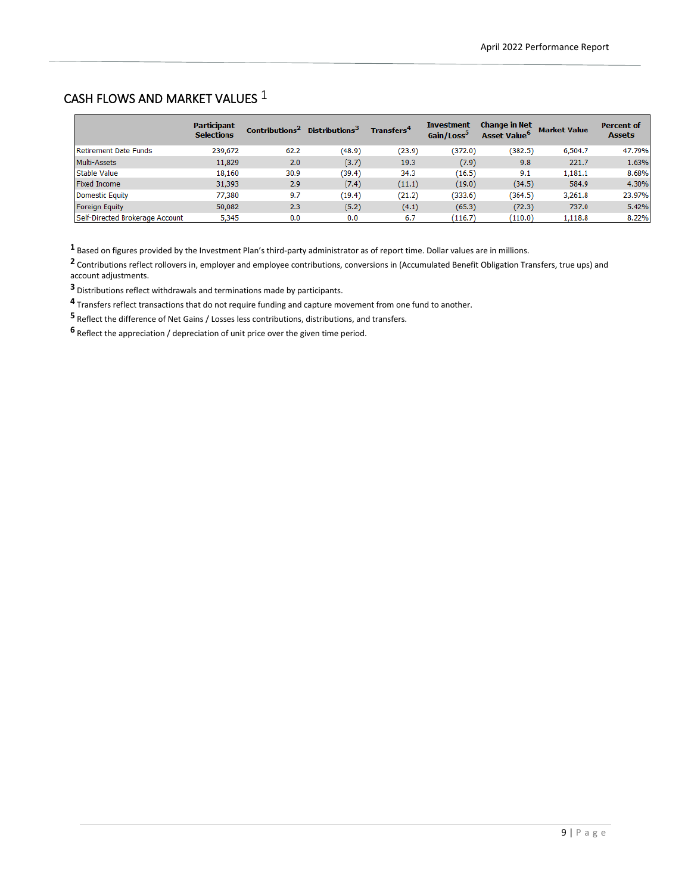## CASH FLOWS AND MARKET VALUES [1]

| | Participant Selections | Contributions[2] | Distributions[3] | Transfers[4] | Investment Gain/Loss[5] | Change in Net Asset Value[6] | Market Value | Percent of Assets |
|---|---|---|---|---|---|---|---|---|
| Retirement Date Funds | 239,672 | 62.2 | (48.9) | (23.9) | (372.0) | (382.5) | 6,504.7 | 47.79% |
| Multi-Assets | 11,829 | 2.0 | (3.7) | 19.3 | (7.9) | 9.8 | 221.7 | 1.63% |
| Stable Value | 18,160 | 30.9 | (39.4) | 34.3 | (16.5) | 9.1 | 1,181.1 | 8.68% |
| Fixed Income | 31,393 | 2.9 | (7.4) | (11.1) | (19.0) | (34.5) | 584.9 | 4.30% |
| Domestic Equity | 77,380 | 9.7 | (19.4) | (21.2) | (333.6) | (364.5) | 3,261.8 | 23.97% |
| Foreign Equity | 50,082 | 2.3 | (5.2) | (4.1) | (65.3) | (72.3) | 737.0 | 5.42% |
| Self-Directed Brokerage Account | 5,345 | 0.0 | 0.0 | 6.7 | (116.7) | (110.0) | 1,118.8 | 8.22% |

[1] Based on figures provided by the Investment Plan's third-party administrator as of report time. Dollar values are in millions.

[2] Contributions reflect rollovers in, employer and employee contributions, conversions in (Accumulated Benefit Obligation Transfers, true ups) and account adjustments.

[3] Distributions reflect withdrawals and terminations made by participants.

[4] Transfers reflect transactions that do not require funding and capture movement from one fund to another.

[5] Reflect the difference of Net Gains / Losses less contributions, distributions, and transfers.

[6] Reflect the appreciation / depreciation of unit price over the given time period.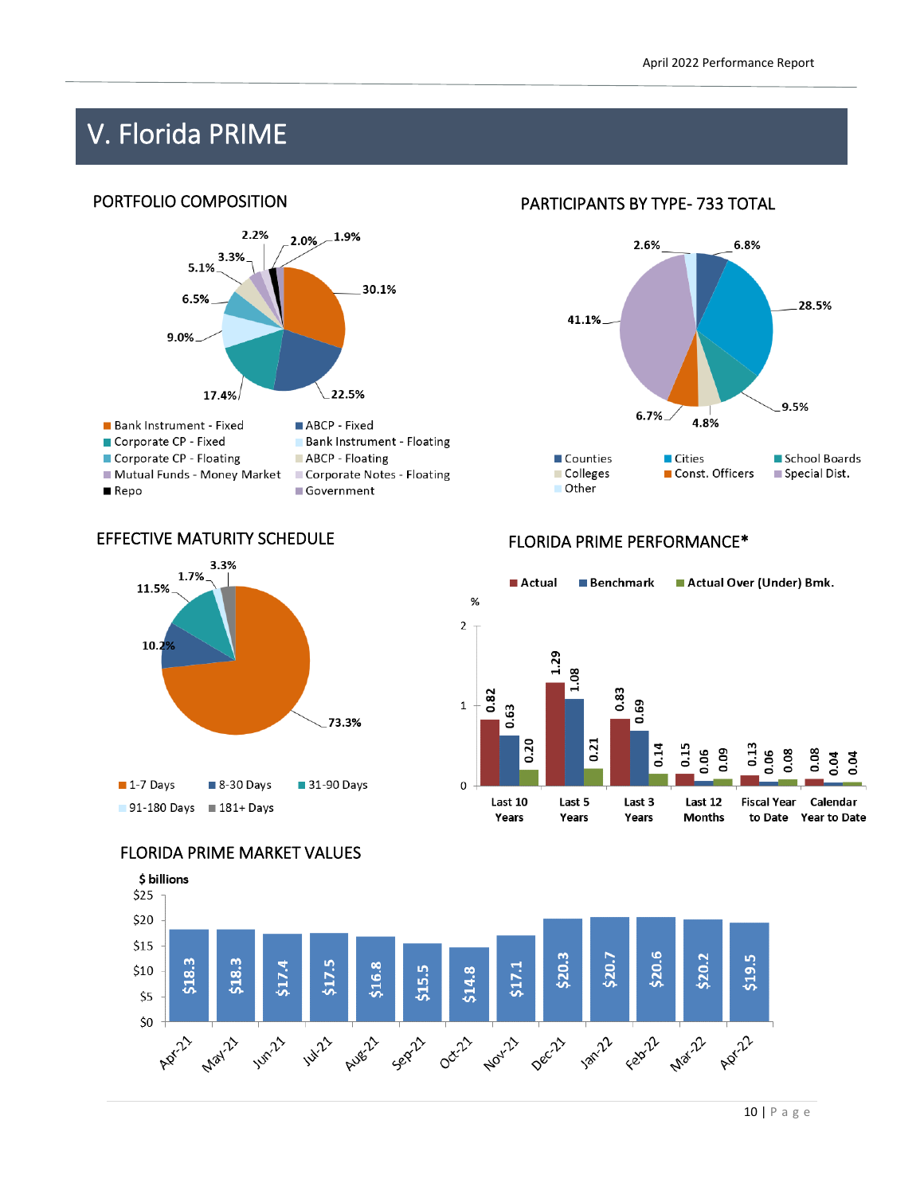# V. Florida PRIME

## PORTFOLIO COMPOSITION

| Category | % |
|---|---|
| Bank Instrument - Fixed | 30.1% |
| ABCP - Fixed | 22.5% |
| Corporate CP - Fixed | 17.4% |
| Bank Instrument - Floating | 9.0% |
| Corporate CP - Floating | 6.5% |
| ABCP - Floating | 5.1% |
| Mutual Funds - Money Market | 3.3% |
| Corporate Notes - Floating | 2.2% |
| Repo | 2.0% |
| Government | 1.9% |

## PARTICIPANTS BY TYPE- 733 TOTAL

| Type | % |
|---|---|
| Counties | 6.8% |
| Cities | 28.5% |
| School Boards | 9.5% |
| Colleges | 4.8% |
| Const. Officers | 6.7% |
| Special Dist. | 41.1% |
| Other | 2.6% |

## EFFECTIVE MATURITY SCHEDULE

| Maturity | % |
|---|---|
| 1-7 Days | 73.3% |
| 8-30 Days | 10.2% |
| 31-90 Days | 11.5% |
| 91-180 Days | 1.7% |
| 181+ Days | 3.3% |

## FLORIDA PRIME PERFORMANCE*

%

| Period | Actual | Benchmark | Actual Over (Under) Bmk. |
|---|---|---|---|
| Last 10 Years | 0.82 | 0.63 | 0.20 |
| Last 5 Years | 1.29 | 1.08 | 0.21 |
| Last 3 Years | 0.83 | 0.69 | 0.14 |
| Last 12 Months | 0.15 | 0.06 | 0.09 |
| Fiscal Year to Date | 0.13 | 0.06 | 0.08 |
| Calendar Year to Date | 0.08 | 0.04 | 0.04 |

## FLORIDA PRIME MARKET VALUES

$ billions

| Month | Market Value |
|---|---|
| Apr-21 | $18.3 |
| May-21 | $18.3 |
| Jun-21 | $17.4 |
| Jul-21 | $17.5 |
| Aug-21 | $16.8 |
| Sep-21 | $15.5 |
| Oct-21 | $14.8 |
| Nov-21 | $17.1 |
| Dec-21 | $20.3 |
| Jan-22 | $20.7 |
| Feb-22 | $20.6 |
| Mar-22 | $20.2 |
| Apr-22 | $19.5 |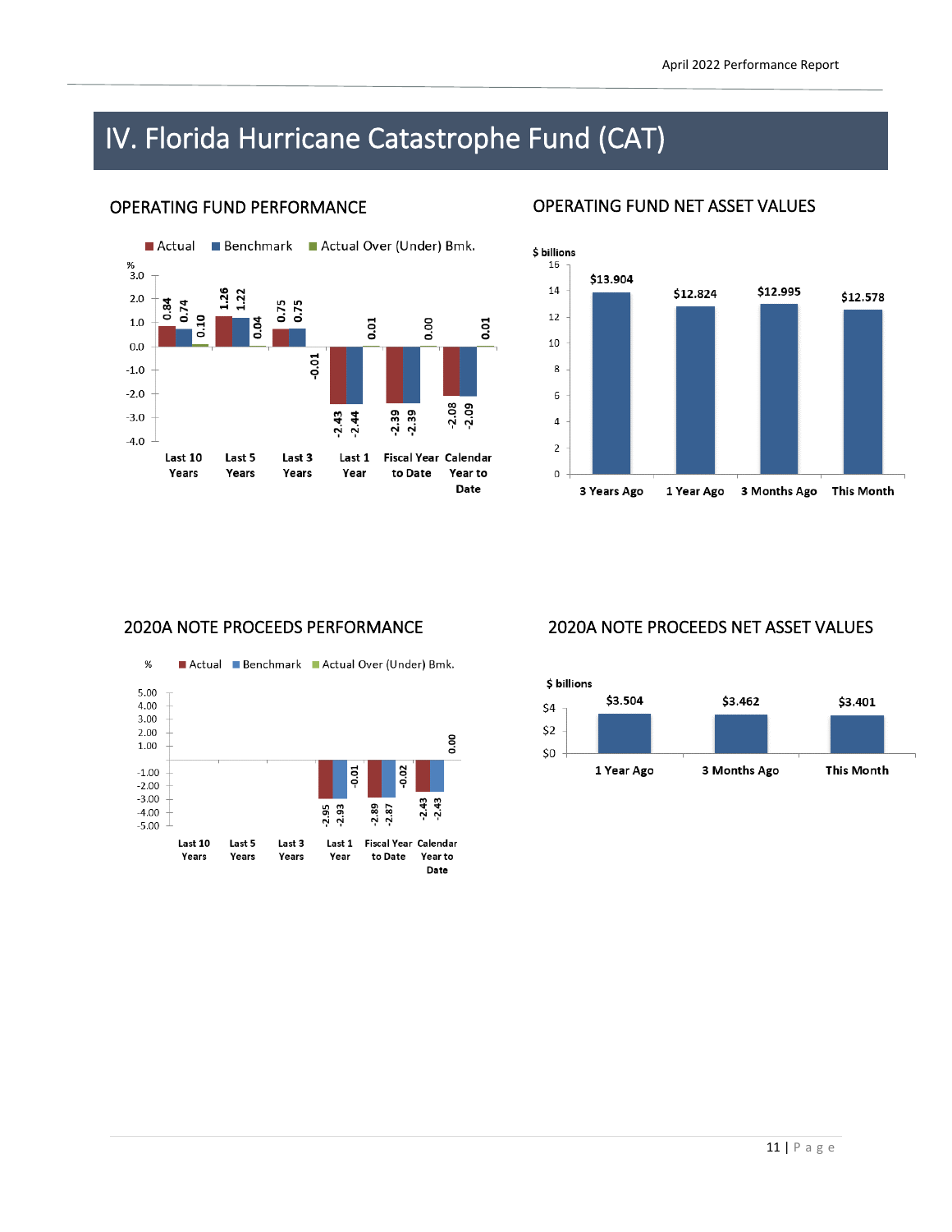# IV. Florida Hurricane Catastrophe Fund (CAT)

## OPERATING FUND PERFORMANCE

Actual
Benchmark
Actual Over (Under) Bmk.

%
3.0
2.0
1.0
0.0
-1.0
-2.0
-3.0
-4.0

0.84
0.74
0.10
1.26
1.22
0.04
0.75
0.75
-0.01
-2.43
-2.44
0.01
-2.39
-2.39
0.00
-2.08
-2.09
0.01

Last 10 Years
Last 5 Years
Last 3 Years
Last 1 Year
Fiscal Year to Date
Calendar Year to Date

## OPERATING FUND NET ASSET VALUES

$ billions
16
14
12
10
8
6
4
2
0

$13.904
$12.824
$12.995
$12.578

3 Years Ago
1 Year Ago
3 Months Ago
This Month

## 2020A NOTE PROCEEDS PERFORMANCE

%
Actual
Benchmark
Actual Over (Under) Bmk.

5.00
4.00
3.00
2.00
1.00
-1.00
-2.00
-3.00
-4.00
-5.00

-2.95
-2.93
-0.01
-2.89
-2.87
-0.02
-2.43
-2.43
0.00

Last 10 Years
Last 5 Years
Last 3 Years
Last 1 Year
Fiscal Year to Date
Calendar Year to Date

## 2020A NOTE PROCEEDS NET ASSET VALUES

$ billions
$4
$2
$0

$3.504
$3.462
$3.401

1 Year Ago
3 Months Ago
This Month